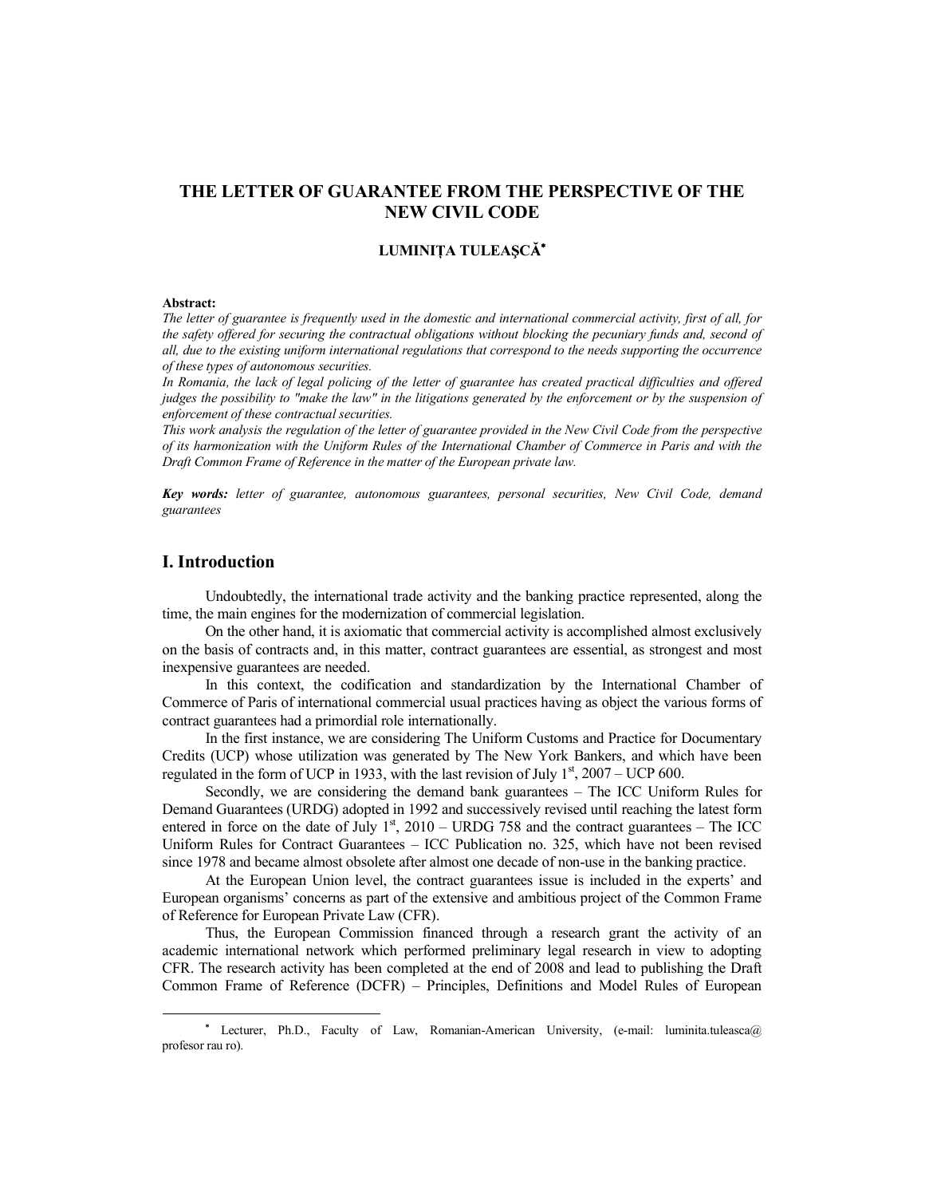# THE LETTER OF GUARANTEE FROM THE PERSPECTIVE OF THE NEW CIVIL CODE

**LUMINIȚA TULEAȘCĂ[*]**

**Abstract:**

*The letter of guarantee is frequently used in the domestic and international commercial activity, first of all, for the safety offered for securing the contractual obligations without blocking the pecuniary funds and, second of all, due to the existing uniform international regulations that correspond to the needs supporting the occurrence of these types of autonomous securities.*

*In Romania, the lack of legal policing of the letter of guarantee has created practical difficulties and offered judges the possibility to "make the law" in the litigations generated by the enforcement or by the suspension of enforcement of these contractual securities.*

*This work analysis the regulation of the letter of guarantee provided in the New Civil Code from the perspective of its harmonization with the Uniform Rules of the International Chamber of Commerce in Paris and with the Draft Common Frame of Reference in the matter of the European private law.*

***Key words:*** *letter of guarantee, autonomous guarantees, personal securities, New Civil Code, demand guarantees*

## I. Introduction

Undoubtedly, the international trade activity and the banking practice represented, along the time, the main engines for the modernization of commercial legislation.

On the other hand, it is axiomatic that commercial activity is accomplished almost exclusively on the basis of contracts and, in this matter, contract guarantees are essential, as strongest and most inexpensive guarantees are needed.

In this context, the codification and standardization by the International Chamber of Commerce of Paris of international commercial usual practices having as object the various forms of contract guarantees had a primordial role internationally.

In the first instance, we are considering The Uniform Customs and Practice for Documentary Credits (UCP) whose utilization was generated by The New York Bankers, and which have been regulated in the form of UCP in 1933, with the last revision of July 1st, 2007 – UCP 600.

Secondly, we are considering the demand bank guarantees – The ICC Uniform Rules for Demand Guarantees (URDG) adopted in 1992 and successively revised until reaching the latest form entered in force on the date of July 1st, 2010 – URDG 758 and the contract guarantees – The ICC Uniform Rules for Contract Guarantees – ICC Publication no. 325, which have not been revised since 1978 and became almost obsolete after almost one decade of non-use in the banking practice.

At the European Union level, the contract guarantees issue is included in the experts' and European organisms' concerns as part of the extensive and ambitious project of the Common Frame of Reference for European Private Law (CFR).

Thus, the European Commission financed through a research grant the activity of an academic international network which performed preliminary legal research in view to adopting CFR. The research activity has been completed at the end of 2008 and lead to publishing the Draft Common Frame of Reference (DCFR) – Principles, Definitions and Model Rules of European

---

[*] Lecturer, Ph.D., Faculty of Law, Romanian-American University, (e-mail: luminita.tuleasca@ profesor rau ro).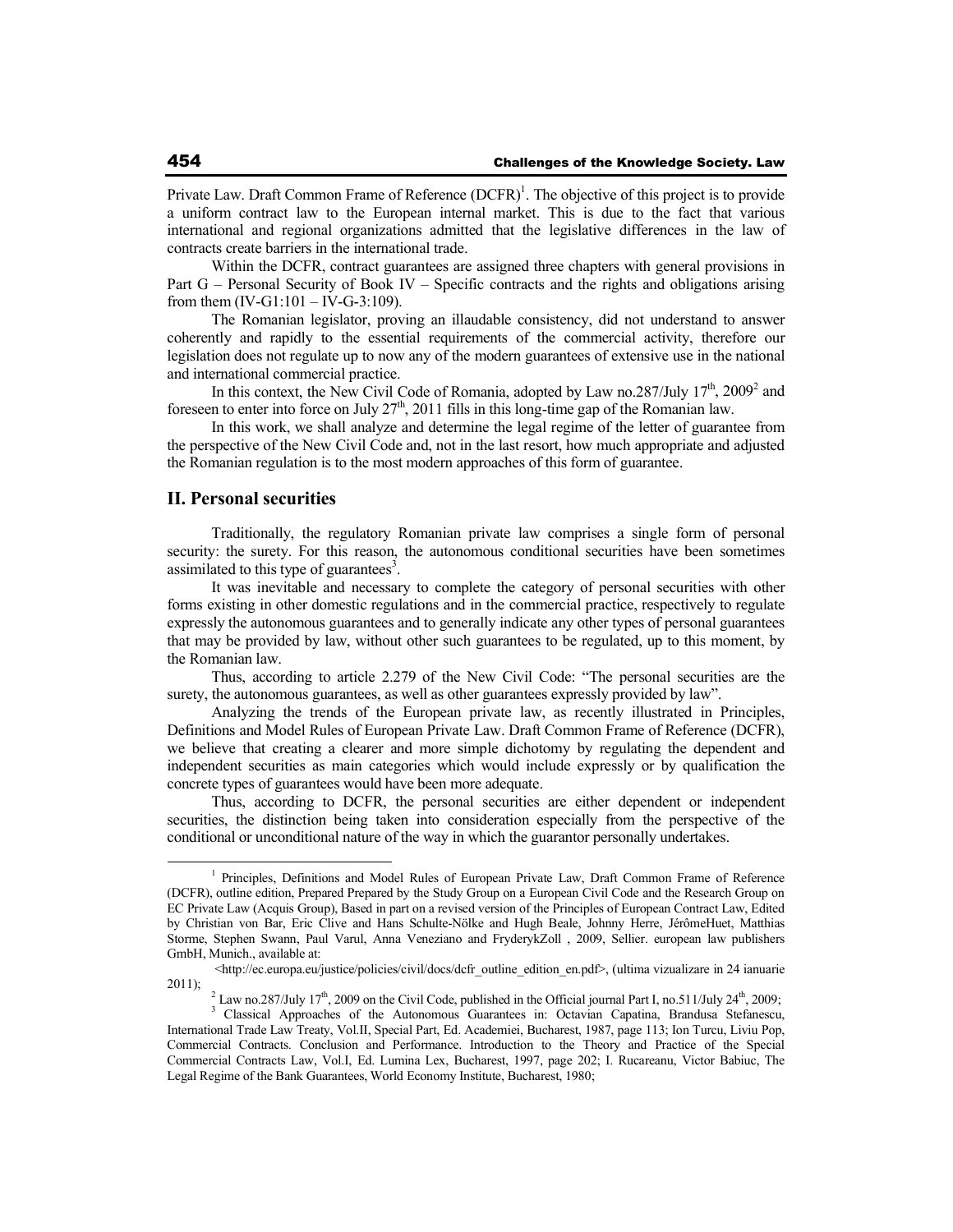Private Law. Draft Common Frame of Reference (DCFR)[1]. The objective of this project is to provide a uniform contract law to the European internal market. This is due to the fact that various international and regional organizations admitted that the legislative differences in the law of contracts create barriers in the international trade.

Within the DCFR, contract guarantees are assigned three chapters with general provisions in Part G – Personal Security of Book IV – Specific contracts and the rights and obligations arising from them (IV-G1:101 – IV-G-3:109).

The Romanian legislator, proving an illaudable consistency, did not understand to answer coherently and rapidly to the essential requirements of the commercial activity, therefore our legislation does not regulate up to now any of the modern guarantees of extensive use in the national and international commercial practice.

In this context, the New Civil Code of Romania, adopted by Law no.287/July 17th, 2009[2] and foreseen to enter into force on July 27th, 2011 fills in this long-time gap of the Romanian law.

In this work, we shall analyze and determine the legal regime of the letter of guarantee from the perspective of the New Civil Code and, not in the last resort, how much appropriate and adjusted the Romanian regulation is to the most modern approaches of this form of guarantee.

## II. Personal securities

Traditionally, the regulatory Romanian private law comprises a single form of personal security: the surety. For this reason, the autonomous conditional securities have been sometimes assimilated to this type of guarantees[3].

It was inevitable and necessary to complete the category of personal securities with other forms existing in other domestic regulations and in the commercial practice, respectively to regulate expressly the autonomous guarantees and to generally indicate any other types of personal guarantees that may be provided by law, without other such guarantees to be regulated, up to this moment, by the Romanian law.

Thus, according to article 2.279 of the New Civil Code: "The personal securities are the surety, the autonomous guarantees, as well as other guarantees expressly provided by law".

Analyzing the trends of the European private law, as recently illustrated in Principles, Definitions and Model Rules of European Private Law. Draft Common Frame of Reference (DCFR), we believe that creating a clearer and more simple dichotomy by regulating the dependent and independent securities as main categories which would include expressly or by qualification the concrete types of guarantees would have been more adequate.

Thus, according to DCFR, the personal securities are either dependent or independent securities, the distinction being taken into consideration especially from the perspective of the conditional or unconditional nature of the way in which the guarantor personally undertakes.

---

[1] Principles, Definitions and Model Rules of European Private Law, Draft Common Frame of Reference (DCFR), outline edition, Prepared Prepared by the Study Group on a European Civil Code and the Research Group on EC Private Law (Acquis Group), Based in part on a revised version of the Principles of European Contract Law, Edited by Christian von Bar, Eric Clive and Hans Schulte-Nölke and Hugh Beale, Johnny Herre, JérômeHuet, Matthias Storme, Stephen Swann, Paul Varul, Anna Veneziano and FryderykZoll , 2009, Sellier. european law publishers GmbH, Munich., available at: <http://ec.europa.eu/justice/policies/civil/docs/dcfr_outline_edition_en.pdf>, (ultima vizualizare in 24 ianuarie 2011);

[2] Law no.287/July 17th, 2009 on the Civil Code, published in the Official journal Part I, no.511/July 24th, 2009;

[3] Classical Approaches of the Autonomous Guarantees in: Octavian Capatina, Brandusa Stefanescu, International Trade Law Treaty, Vol.II, Special Part, Ed. Academiei, Bucharest, 1987, page 113; Ion Turcu, Liviu Pop, Commercial Contracts. Conclusion and Performance. Introduction to the Theory and Practice of the Special Commercial Contracts Law, Vol.I, Ed. Lumina Lex, Bucharest, 1997, page 202; I. Rucareanu, Victor Babiuc, The Legal Regime of the Bank Guarantees, World Economy Institute, Bucharest, 1980;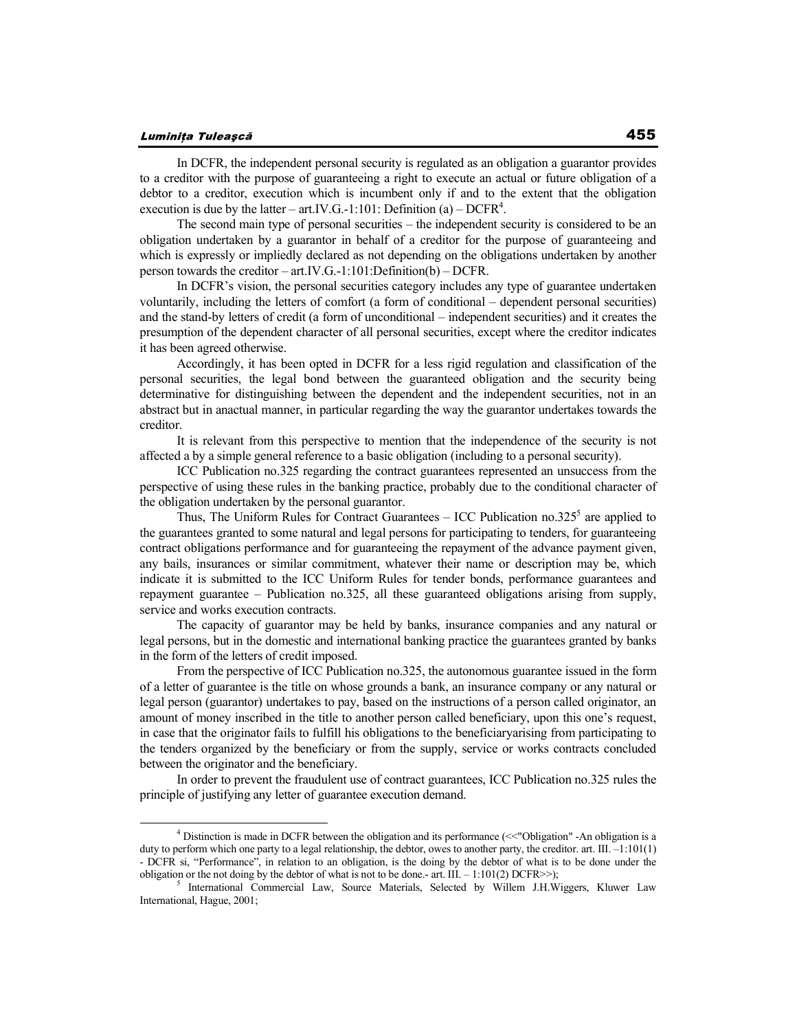In DCFR, the independent personal security is regulated as an obligation a guarantor provides to a creditor with the purpose of guaranteeing a right to execute an actual or future obligation of a debtor to a creditor, execution which is incumbent only if and to the extent that the obligation execution is due by the latter – art.IV.G.-1:101: Definition (a) – DCFR[4].

The second main type of personal securities – the independent security is considered to be an obligation undertaken by a guarantor in behalf of a creditor for the purpose of guaranteeing and which is expressly or impliedly declared as not depending on the obligations undertaken by another person towards the creditor – art.IV.G.-1:101:Definition(b) – DCFR.

In DCFR's vision, the personal securities category includes any type of guarantee undertaken voluntarily, including the letters of comfort (a form of conditional – dependent personal securities) and the stand-by letters of credit (a form of unconditional – independent securities) and it creates the presumption of the dependent character of all personal securities, except where the creditor indicates it has been agreed otherwise.

Accordingly, it has been opted in DCFR for a less rigid regulation and classification of the personal securities, the legal bond between the guaranteed obligation and the security being determinative for distinguishing between the dependent and the independent securities, not in an abstract but in anactual manner, in particular regarding the way the guarantor undertakes towards the creditor.

It is relevant from this perspective to mention that the independence of the security is not affected a by a simple general reference to a basic obligation (including to a personal security).

ICC Publication no.325 regarding the contract guarantees represented an unsuccess from the perspective of using these rules in the banking practice, probably due to the conditional character of the obligation undertaken by the personal guarantor.

Thus, The Uniform Rules for Contract Guarantees – ICC Publication no.325[5] are applied to the guarantees granted to some natural and legal persons for participating to tenders, for guaranteeing contract obligations performance and for guaranteeing the repayment of the advance payment given, any bails, insurances or similar commitment, whatever their name or description may be, which indicate it is submitted to the ICC Uniform Rules for tender bonds, performance guarantees and repayment guarantee – Publication no.325, all these guaranteed obligations arising from supply, service and works execution contracts.

The capacity of guarantor may be held by banks, insurance companies and any natural or legal persons, but in the domestic and international banking practice the guarantees granted by banks in the form of the letters of credit imposed.

From the perspective of ICC Publication no.325, the autonomous guarantee issued in the form of a letter of guarantee is the title on whose grounds a bank, an insurance company or any natural or legal person (guarantor) undertakes to pay, based on the instructions of a person called originator, an amount of money inscribed in the title to another person called beneficiary, upon this one's request, in case that the originator fails to fulfill his obligations to the beneficiaryarising from participating to the tenders organized by the beneficiary or from the supply, service or works contracts concluded between the originator and the beneficiary.

In order to prevent the fraudulent use of contract guarantees, ICC Publication no.325 rules the principle of justifying any letter of guarantee execution demand.

---

[4] Distinction is made in DCFR between the obligation and its performance (<<"Obligation" -An obligation is a duty to perform which one party to a legal relationship, the debtor, owes to another party, the creditor. art. III. –1:101(1) - DCFR si, "Performance", in relation to an obligation, is the doing by the debtor of what is to be done under the obligation or the not doing by the debtor of what is not to be done.- art. III. – 1:101(2) DCFR>>);

[5] International Commercial Law, Source Materials, Selected by Willem J.H.Wiggers, Kluwer Law International, Hague, 2001;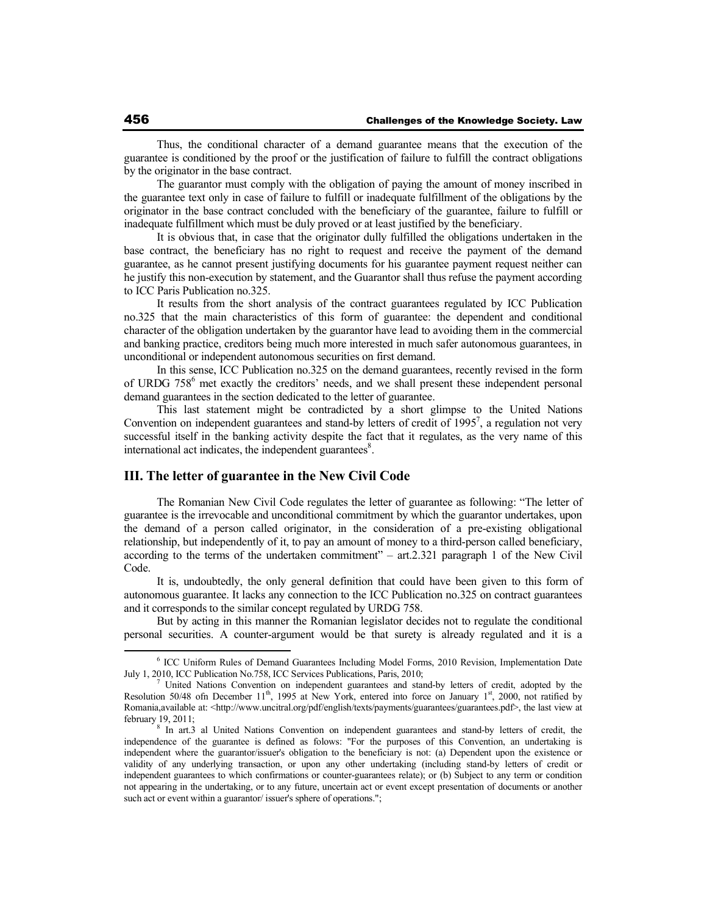Thus, the conditional character of a demand guarantee means that the execution of the guarantee is conditioned by the proof or the justification of failure to fulfill the contract obligations by the originator in the base contract.

The guarantor must comply with the obligation of paying the amount of money inscribed in the guarantee text only in case of failure to fulfill or inadequate fulfillment of the obligations by the originator in the base contract concluded with the beneficiary of the guarantee, failure to fulfill or inadequate fulfillment which must be duly proved or at least justified by the beneficiary.

It is obvious that, in case that the originator dully fulfilled the obligations undertaken in the base contract, the beneficiary has no right to request and receive the payment of the demand guarantee, as he cannot present justifying documents for his guarantee payment request neither can he justify this non-execution by statement, and the Guarantor shall thus refuse the payment according to ICC Paris Publication no.325.

It results from the short analysis of the contract guarantees regulated by ICC Publication no.325 that the main characteristics of this form of guarantee: the dependent and conditional character of the obligation undertaken by the guarantor have lead to avoiding them in the commercial and banking practice, creditors being much more interested in much safer autonomous guarantees, in unconditional or independent autonomous securities on first demand.

In this sense, ICC Publication no.325 on the demand guarantees, recently revised in the form of URDG 758[6] met exactly the creditors' needs, and we shall present these independent personal demand guarantees in the section dedicated to the letter of guarantee.

This last statement might be contradicted by a short glimpse to the United Nations Convention on independent guarantees and stand-by letters of credit of 1995[7], a regulation not very successful itself in the banking activity despite the fact that it regulates, as the very name of this international act indicates, the independent guarantees[8].

## III. The letter of guarantee in the New Civil Code

The Romanian New Civil Code regulates the letter of guarantee as following: "The letter of guarantee is the irrevocable and unconditional commitment by which the guarantor undertakes, upon the demand of a person called originator, in the consideration of a pre-existing obligational relationship, but independently of it, to pay an amount of money to a third-person called beneficiary, according to the terms of the undertaken commitment" – art.2.321 paragraph 1 of the New Civil Code.

It is, undoubtedly, the only general definition that could have been given to this form of autonomous guarantee. It lacks any connection to the ICC Publication no.325 on contract guarantees and it corresponds to the similar concept regulated by URDG 758.

But by acting in this manner the Romanian legislator decides not to regulate the conditional personal securities. A counter-argument would be that surety is already regulated and it is a

---

[6] ICC Uniform Rules of Demand Guarantees Including Model Forms, 2010 Revision, Implementation Date July 1, 2010, ICC Publication No.758, ICC Services Publications, Paris, 2010;

[7] United Nations Convention on independent guarantees and stand-by letters of credit, adopted by the Resolution 50/48 ofn December 11th, 1995 at New York, entered into force on January 1st, 2000, not ratified by Romania,available at: <http://www.uncitral.org/pdf/english/texts/payments/guarantees/guarantees.pdf>, the last view at february 19, 2011;

[8] In art.3 al United Nations Convention on independent guarantees and stand-by letters of credit, the independence of the guarantee is defined as folows: "For the purposes of this Convention, an undertaking is independent where the guarantor/issuer's obligation to the beneficiary is not: (a) Dependent upon the existence or validity of any underlying transaction, or upon any other undertaking (including stand-by letters of credit or independent guarantees to which confirmations or counter-guarantees relate); or (b) Subject to any term or condition not appearing in the undertaking, or to any future, uncertain act or event except presentation of documents or another such act or event within a guarantor/ issuer's sphere of operations.";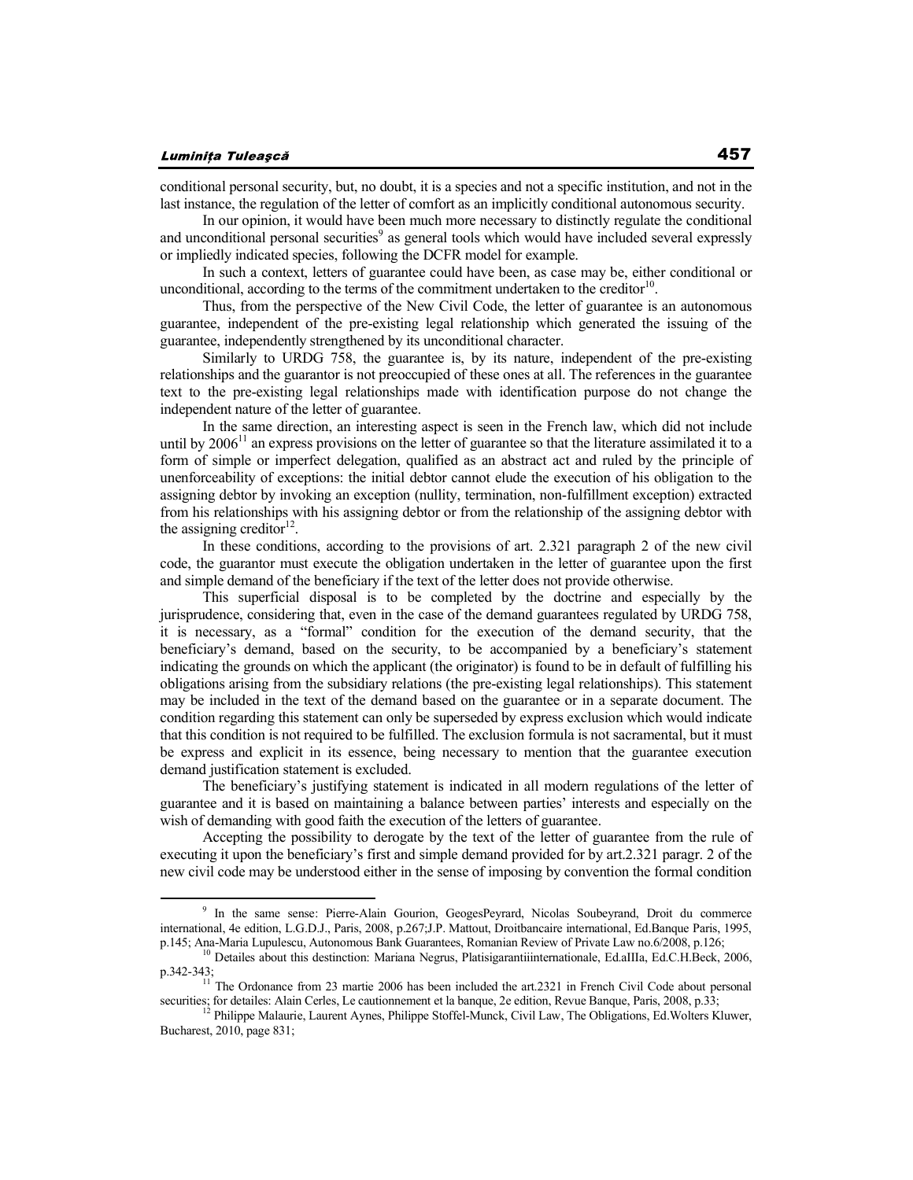conditional personal security, but, no doubt, it is a species and not a specific institution, and not in the last instance, the regulation of the letter of comfort as an implicitly conditional autonomous security.

In our opinion, it would have been much more necessary to distinctly regulate the conditional and unconditional personal securities[9] as general tools which would have included several expressly or impliedly indicated species, following the DCFR model for example.

In such a context, letters of guarantee could have been, as case may be, either conditional or unconditional, according to the terms of the commitment undertaken to the creditor[10].

Thus, from the perspective of the New Civil Code, the letter of guarantee is an autonomous guarantee, independent of the pre-existing legal relationship which generated the issuing of the guarantee, independently strengthened by its unconditional character.

Similarly to URDG 758, the guarantee is, by its nature, independent of the pre-existing relationships and the guarantor is not preoccupied of these ones at all. The references in the guarantee text to the pre-existing legal relationships made with identification purpose do not change the independent nature of the letter of guarantee.

In the same direction, an interesting aspect is seen in the French law, which did not include until by 2006[11] an express provisions on the letter of guarantee so that the literature assimilated it to a form of simple or imperfect delegation, qualified as an abstract act and ruled by the principle of unenforceability of exceptions: the initial debtor cannot elude the execution of his obligation to the assigning debtor by invoking an exception (nullity, termination, non-fulfillment exception) extracted from his relationships with his assigning debtor or from the relationship of the assigning debtor with the assigning creditor[12].

In these conditions, according to the provisions of art. 2.321 paragraph 2 of the new civil code, the guarantor must execute the obligation undertaken in the letter of guarantee upon the first and simple demand of the beneficiary if the text of the letter does not provide otherwise.

This superficial disposal is to be completed by the doctrine and especially by the jurisprudence, considering that, even in the case of the demand guarantees regulated by URDG 758, it is necessary, as a "formal" condition for the execution of the demand security, that the beneficiary's demand, based on the security, to be accompanied by a beneficiary's statement indicating the grounds on which the applicant (the originator) is found to be in default of fulfilling his obligations arising from the subsidiary relations (the pre-existing legal relationships). This statement may be included in the text of the demand based on the guarantee or in a separate document. The condition regarding this statement can only be superseded by express exclusion which would indicate that this condition is not required to be fulfilled. The exclusion formula is not sacramental, but it must be express and explicit in its essence, being necessary to mention that the guarantee execution demand justification statement is excluded.

The beneficiary's justifying statement is indicated in all modern regulations of the letter of guarantee and it is based on maintaining a balance between parties' interests and especially on the wish of demanding with good faith the execution of the letters of guarantee.

Accepting the possibility to derogate by the text of the letter of guarantee from the rule of executing it upon the beneficiary's first and simple demand provided for by art.2.321 paragr. 2 of the new civil code may be understood either in the sense of imposing by convention the formal condition

---

[9] In the same sense: Pierre-Alain Gourion, GeogesPeyrard, Nicolas Soubeyrand, Droit du commerce international, 4e edition, L.G.D.J., Paris, 2008, p.267;J.P. Mattout, Droitbancaire international, Ed.Banque Paris, 1995, p.145; Ana-Maria Lupulescu, Autonomous Bank Guarantees, Romanian Review of Private Law no.6/2008, p.126;

[10] Detailes about this destinction: Mariana Negrus, Platisigarantiiinternationale, Ed.aIIIa, Ed.C.H.Beck, 2006, p.342-343;

[11] The Ordonance from 23 martie 2006 has been included the art.2321 in French Civil Code about personal securities; for detailes: Alain Cerles, Le cautionnement et la banque, 2e edition, Revue Banque, Paris, 2008, p.33;

[12] Philippe Malaurie, Laurent Aynes, Philippe Stoffel-Munck, Civil Law, The Obligations, Ed.Wolters Kluwer, Bucharest, 2010, page 831;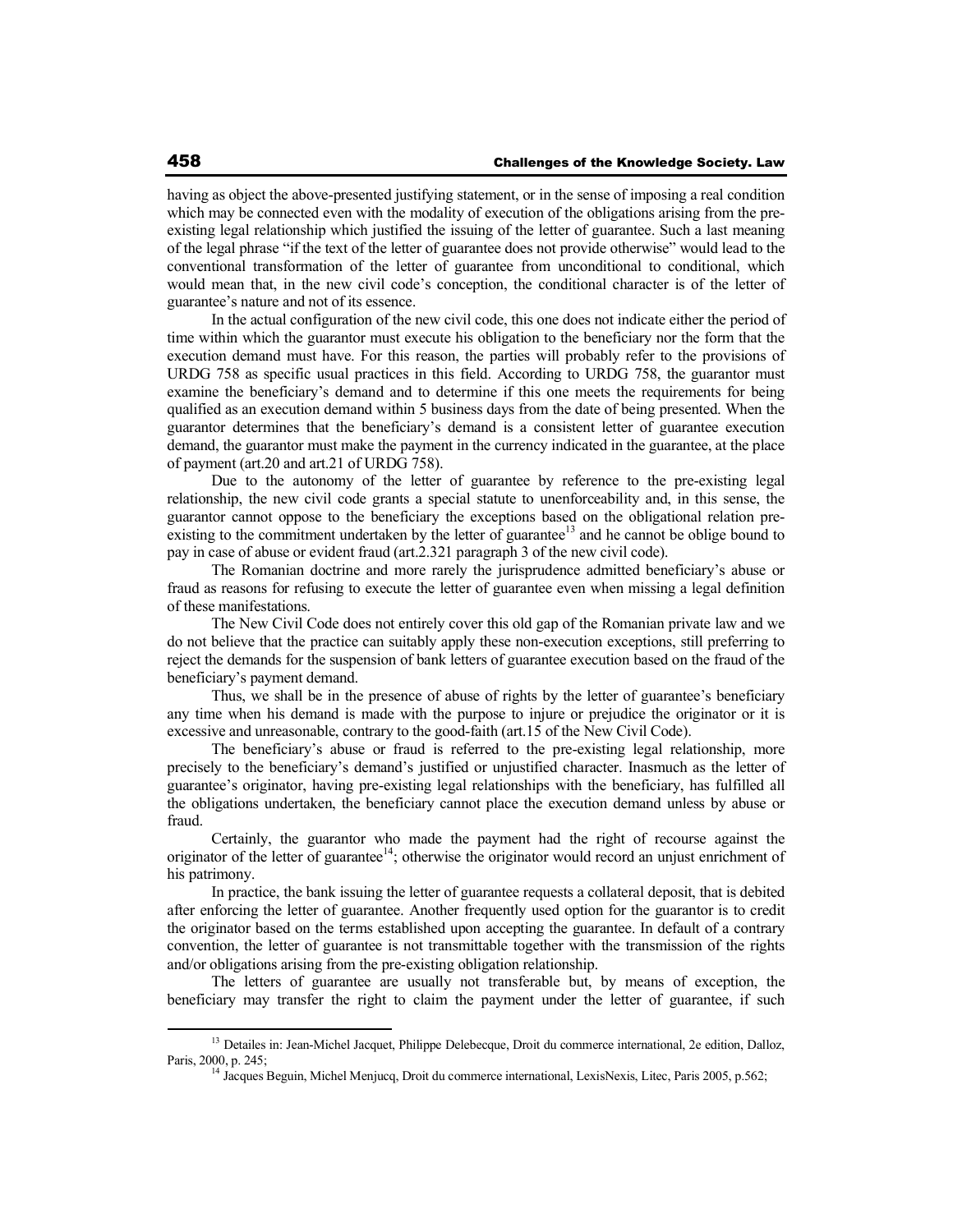having as object the above-presented justifying statement, or in the sense of imposing a real condition which may be connected even with the modality of execution of the obligations arising from the pre-existing legal relationship which justified the issuing of the letter of guarantee. Such a last meaning of the legal phrase "if the text of the letter of guarantee does not provide otherwise" would lead to the conventional transformation of the letter of guarantee from unconditional to conditional, which would mean that, in the new civil code's conception, the conditional character is of the letter of guarantee's nature and not of its essence.

In the actual configuration of the new civil code, this one does not indicate either the period of time within which the guarantor must execute his obligation to the beneficiary nor the form that the execution demand must have. For this reason, the parties will probably refer to the provisions of URDG 758 as specific usual practices in this field. According to URDG 758, the guarantor must examine the beneficiary's demand and to determine if this one meets the requirements for being qualified as an execution demand within 5 business days from the date of being presented. When the guarantor determines that the beneficiary's demand is a consistent letter of guarantee execution demand, the guarantor must make the payment in the currency indicated in the guarantee, at the place of payment (art.20 and art.21 of URDG 758).

Due to the autonomy of the letter of guarantee by reference to the pre-existing legal relationship, the new civil code grants a special statute to unenforceability and, in this sense, the guarantor cannot oppose to the beneficiary the exceptions based on the obligational relation pre-existing to the commitment undertaken by the letter of guarantee[13] and he cannot be oblige bound to pay in case of abuse or evident fraud (art.2.321 paragraph 3 of the new civil code).

The Romanian doctrine and more rarely the jurisprudence admitted beneficiary's abuse or fraud as reasons for refusing to execute the letter of guarantee even when missing a legal definition of these manifestations.

The New Civil Code does not entirely cover this old gap of the Romanian private law and we do not believe that the practice can suitably apply these non-execution exceptions, still preferring to reject the demands for the suspension of bank letters of guarantee execution based on the fraud of the beneficiary's payment demand.

Thus, we shall be in the presence of abuse of rights by the letter of guarantee's beneficiary any time when his demand is made with the purpose to injure or prejudice the originator or it is excessive and unreasonable, contrary to the good-faith (art.15 of the New Civil Code).

The beneficiary's abuse or fraud is referred to the pre-existing legal relationship, more precisely to the beneficiary's demand's justified or unjustified character. Inasmuch as the letter of guarantee's originator, having pre-existing legal relationships with the beneficiary, has fulfilled all the obligations undertaken, the beneficiary cannot place the execution demand unless by abuse or fraud.

Certainly, the guarantor who made the payment had the right of recourse against the originator of the letter of guarantee[14]; otherwise the originator would record an unjust enrichment of his patrimony.

In practice, the bank issuing the letter of guarantee requests a collateral deposit, that is debited after enforcing the letter of guarantee. Another frequently used option for the guarantor is to credit the originator based on the terms established upon accepting the guarantee. In default of a contrary convention, the letter of guarantee is not transmittable together with the transmission of the rights and/or obligations arising from the pre-existing obligation relationship.

The letters of guarantee are usually not transferable but, by means of exception, the beneficiary may transfer the right to claim the payment under the letter of guarantee, if such

---

[13] Detailes in: Jean-Michel Jacquet, Philippe Delebecque, Droit du commerce international, 2e edition, Dalloz, Paris, 2000, p. 245;

[14] Jacques Beguin, Michel Menjucq, Droit du commerce international, LexisNexis, Litec, Paris 2005, p.562;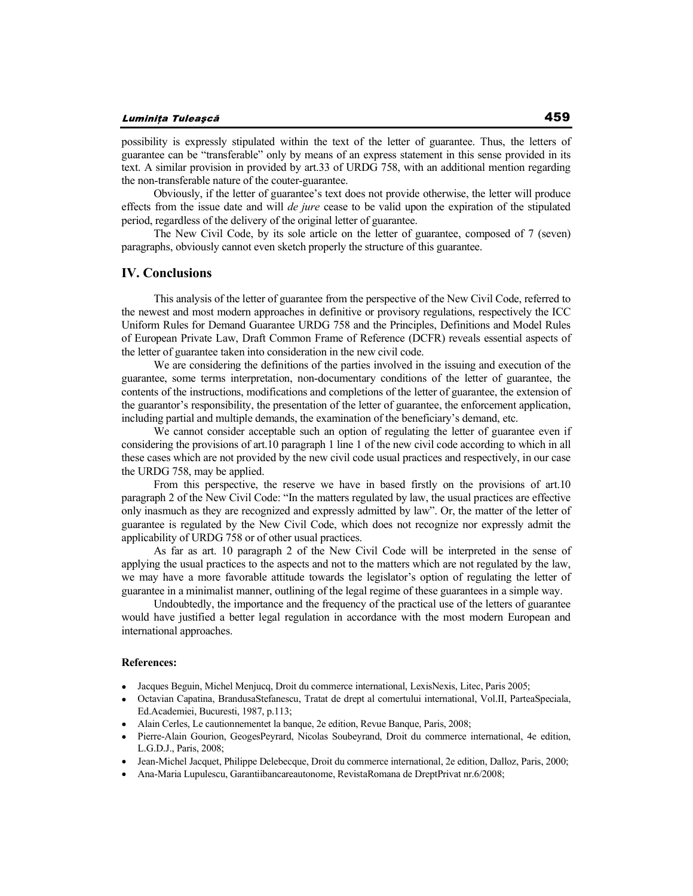possibility is expressly stipulated within the text of the letter of guarantee. Thus, the letters of guarantee can be "transferable" only by means of an express statement in this sense provided in its text. A similar provision in provided by art.33 of URDG 758, with an additional mention regarding the non-transferable nature of the couter-guarantee.

Obviously, if the letter of guarantee's text does not provide otherwise, the letter will produce effects from the issue date and will *de jure* cease to be valid upon the expiration of the stipulated period, regardless of the delivery of the original letter of guarantee.

The New Civil Code, by its sole article on the letter of guarantee, composed of 7 (seven) paragraphs, obviously cannot even sketch properly the structure of this guarantee.

## IV. Conclusions

This analysis of the letter of guarantee from the perspective of the New Civil Code, referred to the newest and most modern approaches in definitive or provisory regulations, respectively the ICC Uniform Rules for Demand Guarantee URDG 758 and the Principles, Definitions and Model Rules of European Private Law, Draft Common Frame of Reference (DCFR) reveals essential aspects of the letter of guarantee taken into consideration in the new civil code.

We are considering the definitions of the parties involved in the issuing and execution of the guarantee, some terms interpretation, non-documentary conditions of the letter of guarantee, the contents of the instructions, modifications and completions of the letter of guarantee, the extension of the guarantor's responsibility, the presentation of the letter of guarantee, the enforcement application, including partial and multiple demands, the examination of the beneficiary's demand, etc.

We cannot consider acceptable such an option of regulating the letter of guarantee even if considering the provisions of art.10 paragraph 1 line 1 of the new civil code according to which in all these cases which are not provided by the new civil code usual practices and respectively, in our case the URDG 758, may be applied.

From this perspective, the reserve we have in based firstly on the provisions of art.10 paragraph 2 of the New Civil Code: "In the matters regulated by law, the usual practices are effective only inasmuch as they are recognized and expressly admitted by law". Or, the matter of the letter of guarantee is regulated by the New Civil Code, which does not recognize nor expressly admit the applicability of URDG 758 or of other usual practices.

As far as art. 10 paragraph 2 of the New Civil Code will be interpreted in the sense of applying the usual practices to the aspects and not to the matters which are not regulated by the law, we may have a more favorable attitude towards the legislator's option of regulating the letter of guarantee in a minimalist manner, outlining of the legal regime of these guarantees in a simple way.

Undoubtedly, the importance and the frequency of the practical use of the letters of guarantee would have justified a better legal regulation in accordance with the most modern European and international approaches.

**References:**

- Jacques Beguin, Michel Menjucq, Droit du commerce international, LexisNexis, Litec, Paris 2005;
- Octavian Capatina, BrandusaStefanescu, Tratat de drept al comertului international, Vol.II, ParteaSpeciala, Ed.Academiei, Bucuresti, 1987, p.113;
- Alain Cerles, Le cautionnementet la banque, 2e edition, Revue Banque, Paris, 2008;
- Pierre-Alain Gourion, GeogesPeyrard, Nicolas Soubeyrand, Droit du commerce international, 4e edition, L.G.D.J., Paris, 2008;
- Jean-Michel Jacquet, Philippe Delebecque, Droit du commerce international, 2e edition, Dalloz, Paris, 2000;
- Ana-Maria Lupulescu, Garantiibancareautonome, RevistaRomana de DreptPrivat nr.6/2008;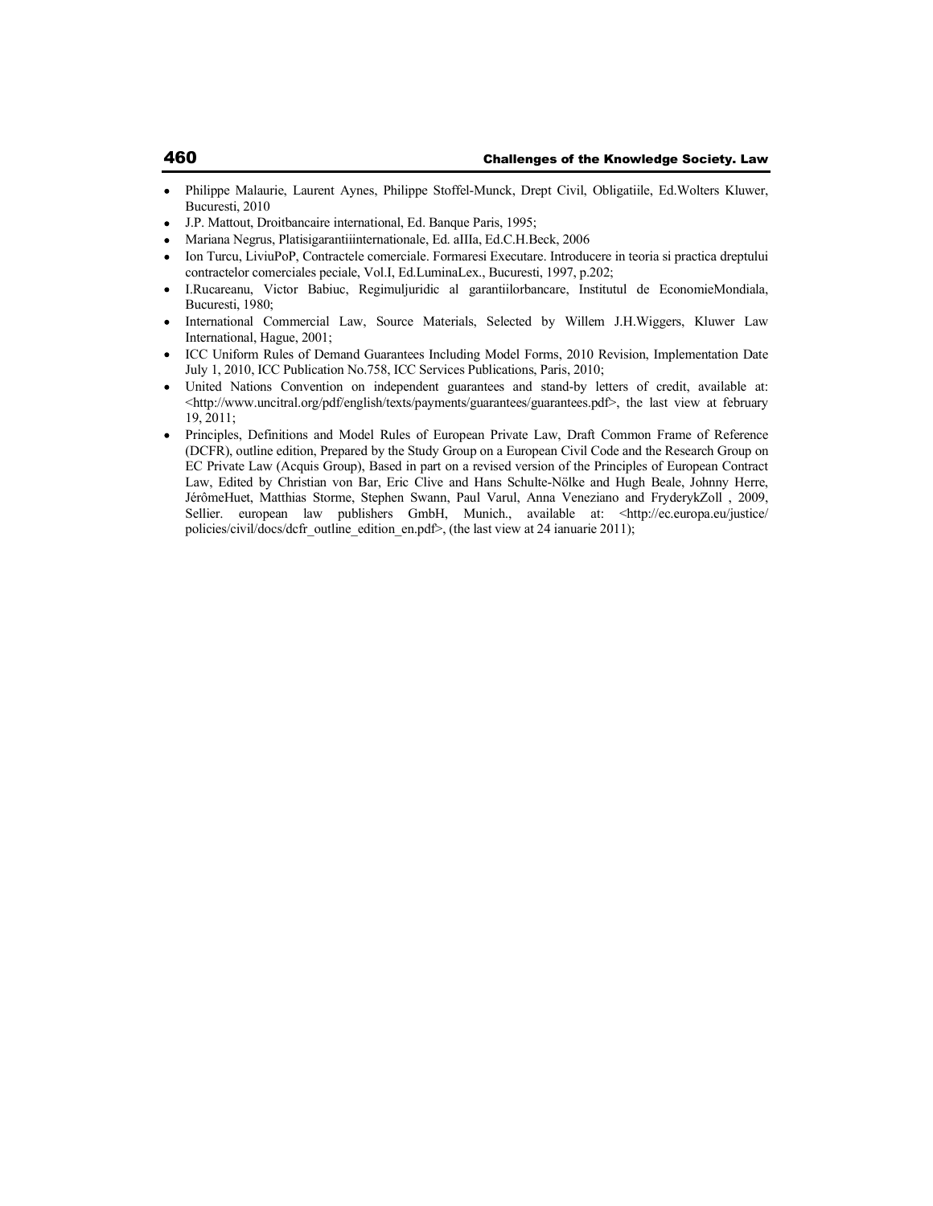- Philippe Malaurie, Laurent Aynes, Philippe Stoffel-Munck, Drept Civil, Obligatiile, Ed.Wolters Kluwer, Bucuresti, 2010
- J.P. Mattout, Droitbancaire international, Ed. Banque Paris, 1995;
- Mariana Negrus, Platisigarantiiinternationale, Ed. aIIIa, Ed.C.H.Beck, 2006
- Ion Turcu, LiviuPoP, Contractele comerciale. Formaresi Executare. Introducere in teoria si practica dreptului contractelor comerciales peciale, Vol.I, Ed.LuminaLex., Bucuresti, 1997, p.202;
- I.Rucareanu, Victor Babiuc, Regimuljuridic al garantiilorbancare, Institutul de EconomieMondiala, Bucuresti, 1980;
- International Commercial Law, Source Materials, Selected by Willem J.H.Wiggers, Kluwer Law International, Hague, 2001;
- ICC Uniform Rules of Demand Guarantees Including Model Forms, 2010 Revision, Implementation Date July 1, 2010, ICC Publication No.758, ICC Services Publications, Paris, 2010;
- United Nations Convention on independent guarantees and stand-by letters of credit, available at: <http://www.uncitral.org/pdf/english/texts/payments/guarantees/guarantees.pdf>, the last view at february 19, 2011;
- Principles, Definitions and Model Rules of European Private Law, Draft Common Frame of Reference (DCFR), outline edition, Prepared by the Study Group on a European Civil Code and the Research Group on EC Private Law (Acquis Group), Based in part on a revised version of the Principles of European Contract Law, Edited by Christian von Bar, Eric Clive and Hans Schulte-Nölke and Hugh Beale, Johnny Herre, JérômeHuet, Matthias Storme, Stephen Swann, Paul Varul, Anna Veneziano and FryderykZoll , 2009, Sellier. european law publishers GmbH, Munich., available at: <http://ec.europa.eu/justice/policies/civil/docs/dcfr_outline_edition_en.pdf>, (the last view at 24 ianuarie 2011);